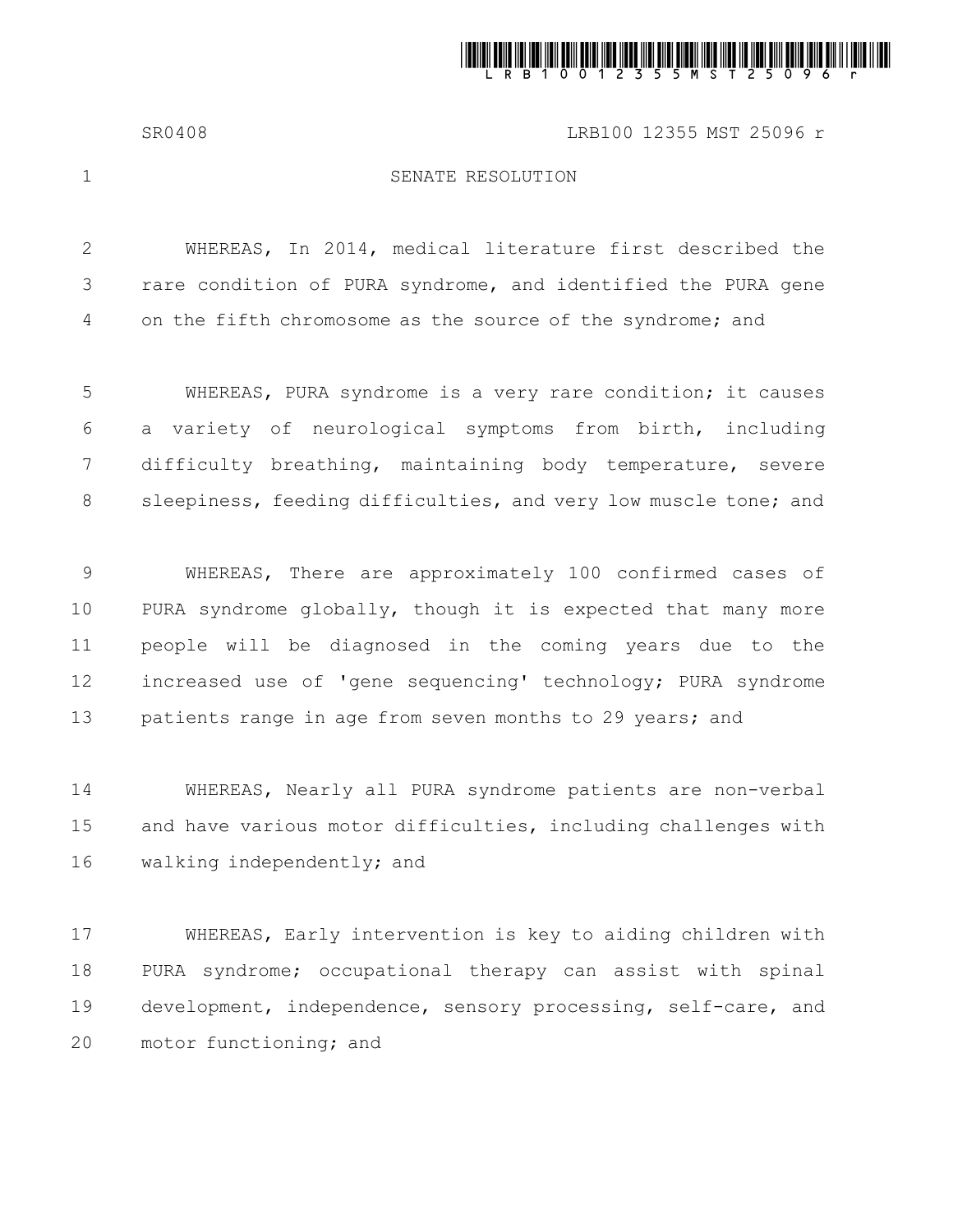# SENATE RESOLUTION

WHEREAS, In 2014, medical literature first described the rare condition of PURA syndrome, and identified the PURA gene on the fifth chromosome as the source of the syndrome; and

WHEREAS, PURA syndrome is a very rare condition; it causes a variety of neurological symptoms from birth, including difficulty breathing, maintaining body temperature, severe sleepiness, feeding difficulties, and very low muscle tone; and

WHEREAS, There are approximately 100 confirmed cases of PURA syndrome globally, though it is expected that many more people will be diagnosed in the coming years due to the increased use of 'gene sequencing' technology; PURA syndrome patients range in age from seven months to 29 years; and

WHEREAS, Nearly all PURA syndrome patients are non-verbal and have various motor difficulties, including challenges with walking independently; and

WHEREAS, Early intervention is key to aiding children with PURA syndrome; occupational therapy can assist with spinal development, independence, sensory processing, self-care, and motor functioning; and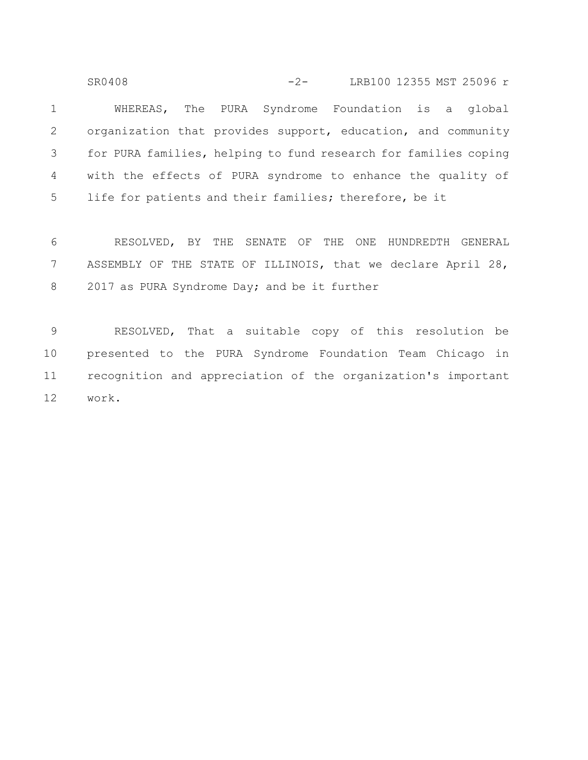WHEREAS, The PURA Syndrome Foundation is a global organization that provides support, education, and community for PURA families, helping to fund research for families coping with the effects of PURA syndrome to enhance the quality of life for patients and their families; therefore, be it

RESOLVED, BY THE SENATE OF THE ONE HUNDREDTH GENERAL ASSEMBLY OF THE STATE OF ILLINOIS, that we declare April 28, 2017 as PURA Syndrome Day; and be it further

RESOLVED, That a suitable copy of this resolution be presented to the PURA Syndrome Foundation Team Chicago in recognition and appreciation of the organization's important work.